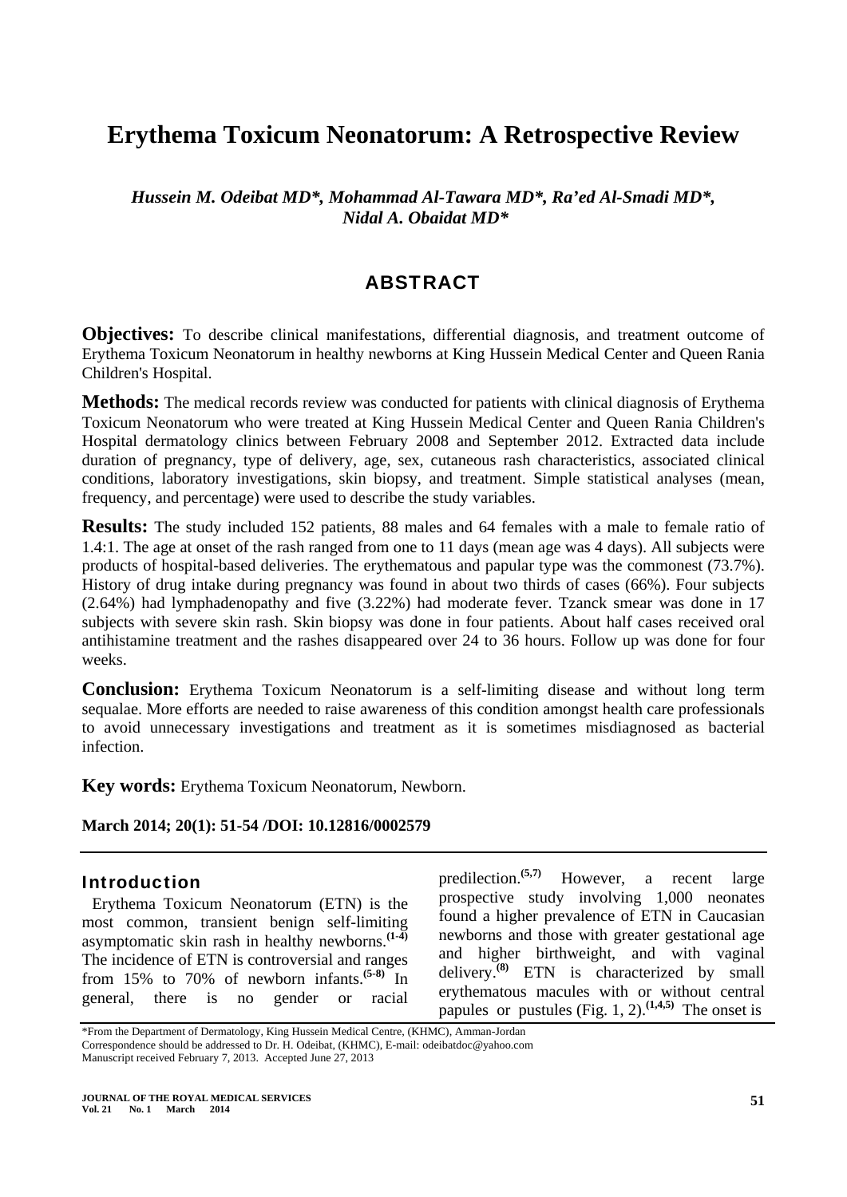# Erythema Toxicum Neonatorum: A Retrospective Review

*Hussein M. Odeibat MD\*, Mohammad Al-Tawara MD\*, Ra'ed Al-Smadi MD\*, Nidal A. Obaidat MD\**

## ABSTRACT

**Objectives:** To describe clinical manifestations, differential diagnosis, and treatment outcome of Erythema Toxicum Neonatorum in healthy newborns at King Hussein Medical Center and Queen Rania Children's Hospital.

**Methods:** The medical records review was conducted for patients with clinical diagnosis of Erythema Toxicum Neonatorum who were treated at King Hussein Medical Center and Queen Rania Children's Hospital dermatology clinics between February 2008 and September 2012. Extracted data include duration of pregnancy, type of delivery, age, sex, cutaneous rash characteristics, associated clinical conditions, laboratory investigations, skin biopsy, and treatment. Simple statistical analyses (mean, frequency, and percentage) were used to describe the study variables.

**Results:** The study included 152 patients, 88 males and 64 females with a male to female ratio of 1.4:1. The age at onset of the rash ranged from one to 11 days (mean age was 4 days). All subjects were products of hospital-based deliveries. The erythematous and papular type was the commonest (73.7%). History of drug intake during pregnancy was found in about two thirds of cases (66%). Four subjects (2.64%) had lymphadenopathy and five (3.22%) had moderate fever. Tzanck smear was done in 17 subjects with severe skin rash. Skin biopsy was done in four patients. About half cases received oral antihistamine treatment and the rashes disappeared over 24 to 36 hours. Follow up was done for four weeks.

**Conclusion:** Erythema Toxicum Neonatorum is a self-limiting disease and without long term sequalae. More efforts are needed to raise awareness of this condition amongst health care professionals to avoid unnecessary investigations and treatment as it is sometimes misdiagnosed as bacterial infection.

**Key words:** Erythema Toxicum Neonatorum, Newborn.

**March 2014; 20(1): 51-54 /DOI: 10.12816/0002579**

## Introduction

Erythema Toxicum Neonatorum (ETN) is the most common, transient benign self-limiting asymptomatic skin rash in healthy newborns.[1-4] The incidence of ETN is controversial and ranges from 15% to 70% of newborn infants.[5-8] In general, there is no gender or racial predilection.[5,7] However, a recent large prospective study involving 1,000 neonates found a higher prevalence of ETN in Caucasian newborns and those with greater gestational age and higher birthweight, and with vaginal delivery.[8] ETN is characterized by small erythematous macules with or without central papules or pustules (Fig. 1, 2).[1,4,5] The onset is

\*From the Department of Dermatology, King Hussein Medical Centre, (KHMC), Amman-Jordan
Correspondence should be addressed to Dr. H. Odeibat, (KHMC), E-mail: odeibatdoc@yahoo.com
Manuscript received February 7, 2013. Accepted June 27, 2013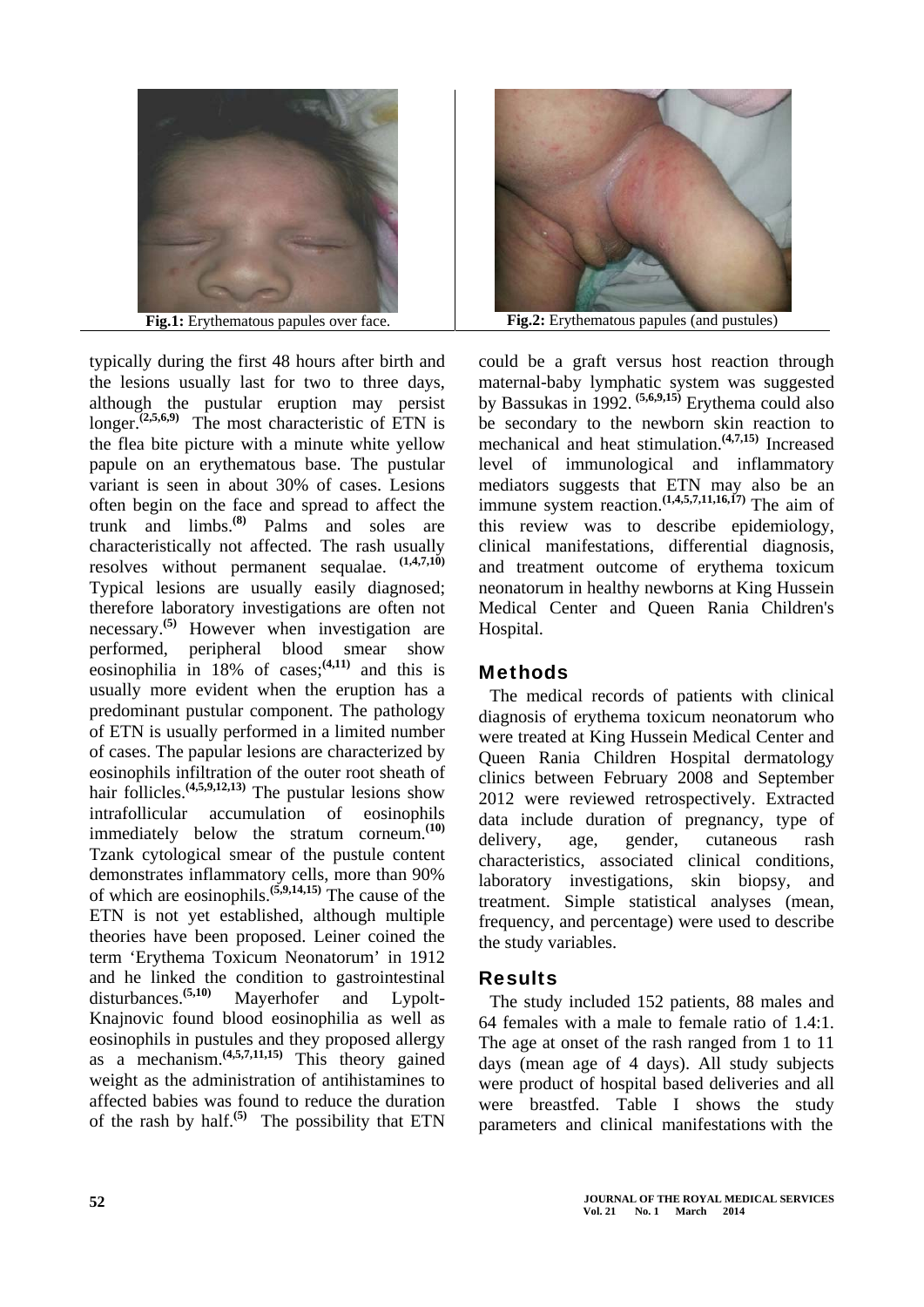Fig.1: Erythematous papules over face.

Fig.2: Erythematous papules (and pustules)

typically during the first 48 hours after birth and the lesions usually last for two to three days, although the pustular eruption may persist longer.[2,5,6,9] The most characteristic of ETN is the flea bite picture with a minute white yellow papule on an erythematous base. The pustular variant is seen in about 30% of cases. Lesions often begin on the face and spread to affect the trunk and limbs.[8] Palms and soles are characteristically not affected. The rash usually resolves without permanent sequalae. [1,4,7,10] Typical lesions are usually easily diagnosed; therefore laboratory investigations are often not necessary.[5] However when investigation are performed, peripheral blood smear show eosinophilia in 18% of cases;[4,11] and this is usually more evident when the eruption has a predominant pustular component. The pathology of ETN is usually performed in a limited number of cases. The papular lesions are characterized by eosinophils infiltration of the outer root sheath of hair follicles.[4,5,9,12,13] The pustular lesions show intrafollicular accumulation of eosinophils immediately below the stratum corneum.[10] Tzank cytological smear of the pustule content demonstrates inflammatory cells, more than 90% of which are eosinophils.[5,9,14,15] The cause of the ETN is not yet established, although multiple theories have been proposed. Leiner coined the term 'Erythema Toxicum Neonatorum' in 1912 and he linked the condition to gastrointestinal disturbances.[5,10] Mayerhofer and Lypolt-Knajnovic found blood eosinophilia as well as eosinophils in pustules and they proposed allergy as a mechanism.[4,5,7,11,15] This theory gained weight as the administration of antihistamines to affected babies was found to reduce the duration of the rash by half.[5] The possibility that ETN could be a graft versus host reaction through maternal-baby lymphatic system was suggested by Bassukas in 1992. [5,6,9,15] Erythema could also be secondary to the newborn skin reaction to mechanical and heat stimulation.[4,7,15] Increased level of immunological and inflammatory mediators suggests that ETN may also be an immune system reaction.[1,4,5,7,11,16,17] The aim of this review was to describe epidemiology, clinical manifestations, differential diagnosis, and treatment outcome of erythema toxicum neonatorum in healthy newborns at King Hussein Medical Center and Queen Rania Children's Hospital.

## Methods

The medical records of patients with clinical diagnosis of erythema toxicum neonatorum who were treated at King Hussein Medical Center and Queen Rania Children Hospital dermatology clinics between February 2008 and September 2012 were reviewed retrospectively. Extracted data include duration of pregnancy, type of delivery, age, gender, cutaneous rash characteristics, associated clinical conditions, laboratory investigations, skin biopsy, and treatment. Simple statistical analyses (mean, frequency, and percentage) were used to describe the study variables.

## Results

The study included 152 patients, 88 males and 64 females with a male to female ratio of 1.4:1. The age at onset of the rash ranged from 1 to 11 days (mean age of 4 days). All study subjects were product of hospital based deliveries and all were breastfed. Table I shows the study parameters and clinical manifestations with the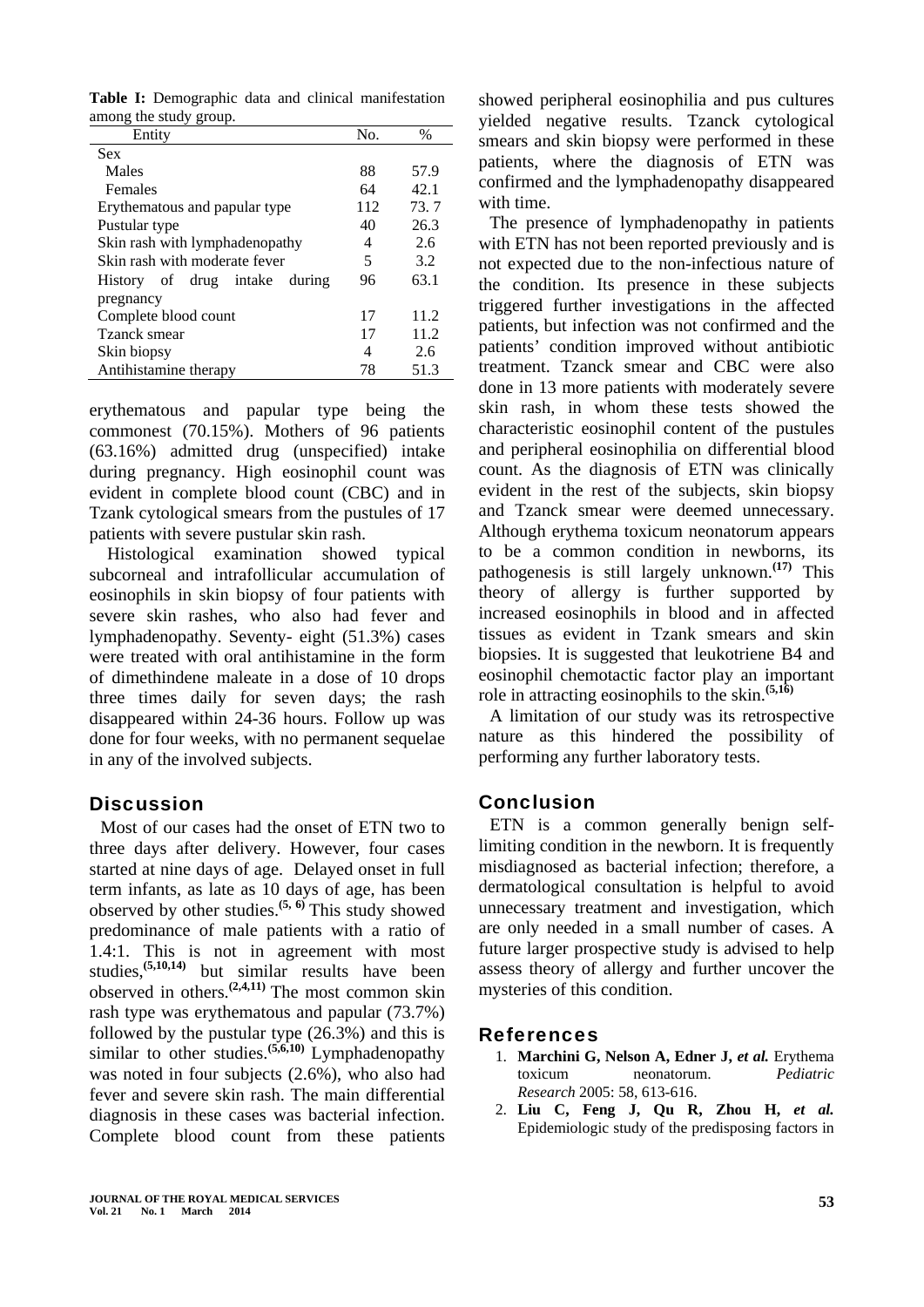**Table I:** Demographic data and clinical manifestation among the study group.

| Entity | No. | % |
|---|---|---|
| Sex | | |
| Males | 88 | 57.9 |
| Females | 64 | 42.1 |
| Erythematous and papular type | 112 | 73. 7 |
| Pustular type | 40 | 26.3 |
| Skin rash with lymphadenopathy | 4 | 2.6 |
| Skin rash with moderate fever | 5 | 3.2 |
| History of drug intake during pregnancy | 96 | 63.1 |
| Complete blood count | 17 | 11.2 |
| Tzanck smear | 17 | 11.2 |
| Skin biopsy | 4 | 2.6 |
| Antihistamine therapy | 78 | 51.3 |

erythematous and papular type being the commonest (70.15%). Mothers of 96 patients (63.16%) admitted drug (unspecified) intake during pregnancy. High eosinophil count was evident in complete blood count (CBC) and in Tzank cytological smears from the pustules of 17 patients with severe pustular skin rash.

Histological examination showed typical subcorneal and intrafollicular accumulation of eosinophils in skin biopsy of four patients with severe skin rashes, who also had fever and lymphadenopathy. Seventy- eight (51.3%) cases were treated with oral antihistamine in the form of dimethindene maleate in a dose of 10 drops three times daily for seven days; the rash disappeared within 24-36 hours. Follow up was done for four weeks, with no permanent sequelae in any of the involved subjects.

## Discussion

Most of our cases had the onset of ETN two to three days after delivery. However, four cases started at nine days of age. Delayed onset in full term infants, as late as 10 days of age, has been observed by other studies.[5, 6] This study showed predominance of male patients with a ratio of 1.4:1. This is not in agreement with most studies,[5,10,14] but similar results have been observed in others.[2,4,11] The most common skin rash type was erythematous and papular (73.7%) followed by the pustular type (26.3%) and this is similar to other studies.[5,6,10] Lymphadenopathy was noted in four subjects (2.6%), who also had fever and severe skin rash. The main differential diagnosis in these cases was bacterial infection. Complete blood count from these patients showed peripheral eosinophilia and pus cultures yielded negative results. Tzanck cytological smears and skin biopsy were performed in these patients, where the diagnosis of ETN was confirmed and the lymphadenopathy disappeared with time.

The presence of lymphadenopathy in patients with ETN has not been reported previously and is not expected due to the non-infectious nature of the condition. Its presence in these subjects triggered further investigations in the affected patients, but infection was not confirmed and the patients' condition improved without antibiotic treatment. Tzanck smear and CBC were also done in 13 more patients with moderately severe skin rash, in whom these tests showed the characteristic eosinophil content of the pustules and peripheral eosinophilia on differential blood count. As the diagnosis of ETN was clinically evident in the rest of the subjects, skin biopsy and Tzanck smear were deemed unnecessary. Although erythema toxicum neonatorum appears to be a common condition in newborns, its pathogenesis is still largely unknown.[17] This theory of allergy is further supported by increased eosinophils in blood and in affected tissues as evident in Tzank smears and skin biopsies. It is suggested that leukotriene B4 and eosinophil chemotactic factor play an important role in attracting eosinophils to the skin.[5,16]

A limitation of our study was its retrospective nature as this hindered the possibility of performing any further laboratory tests.

## Conclusion

ETN is a common generally benign self-limiting condition in the newborn. It is frequently misdiagnosed as bacterial infection; therefore, a dermatological consultation is helpful to avoid unnecessary treatment and investigation, which are only needed in a small number of cases. A future larger prospective study is advised to help assess theory of allergy and further uncover the mysteries of this condition.

## References

1. **Marchini G, Nelson A, Edner J, *et al.*** Erythema toxicum neonatorum. *Pediatric Research* 2005: 58, 613-616.
2. **Liu C, Feng J, Qu R, Zhou H, *et al.*** Epidemiologic study of the predisposing factors in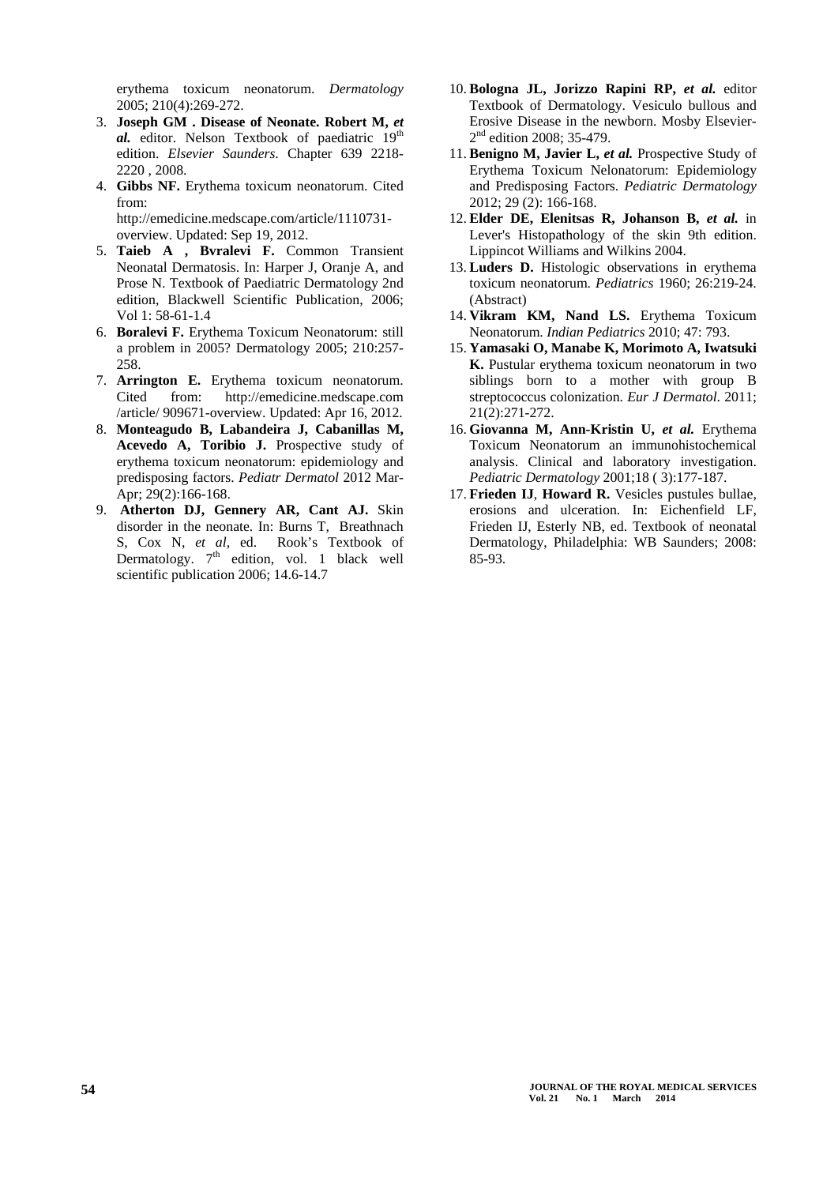erythema toxicum neonatorum. *Dermatology* 2005; 210(4):269-272.

3. **Joseph GM . Disease of Neonate. Robert M, *et al.*** editor. Nelson Textbook of paediatric 19th edition. *Elsevier Saunders*. Chapter 639 2218-2220 , 2008.
4. **Gibbs NF.** Erythema toxicum neonatorum. Cited from: http://emedicine.medscape.com/article/1110731-overview. Updated: Sep 19, 2012.
5. **Taieb A , Bvralevi F.** Common Transient Neonatal Dermatosis. In: Harper J, Oranje A, and Prose N. Textbook of Paediatric Dermatology 2nd edition, Blackwell Scientific Publication, 2006; Vol 1: 58-61-1.4
6. **Boralevi F.** Erythema Toxicum Neonatorum: still a problem in 2005? Dermatology 2005; 210:257-258.
7. **Arrington E.** Erythema toxicum neonatorum. Cited from: http://emedicine.medscape.com /article/ 909671-overview. Updated: Apr 16, 2012.
8. **Monteagudo B, Labandeira J, Cabanillas M, Acevedo A, Toribio J.** Prospective study of erythema toxicum neonatorum: epidemiology and predisposing factors. *Pediatr Dermatol* 2012 Mar-Apr; 29(2):166-168.
9. **Atherton DJ, Gennery AR, Cant AJ.** Skin disorder in the neonate. In: Burns T, Breathnach S, Cox N, *et al,* ed. Rook's Textbook of Dermatology. 7th edition, vol. 1 black well scientific publication 2006; 14.6-14.7
10. **Bologna JL, Jorizzo Rapini RP, *et al.*** editor Textbook of Dermatology. Vesiculo bullous and Erosive Disease in the newborn. Mosby Elsevier-2nd edition 2008; 35-479.
11. **Benigno M, Javier L, *et al.*** Prospective Study of Erythema Toxicum Nelonatorum: Epidemiology and Predisposing Factors. *Pediatric Dermatology* 2012; 29 (2): 166-168.
12. **Elder DE, Elenitsas R, Johanson B, *et al.*** in Lever's Histopathology of the skin 9th edition. Lippincot Williams and Wilkins 2004.
13. **Luders D.** Histologic observations in erythema toxicum neonatorum. *Pediatrics* 1960; 26:219-24. (Abstract)
14. **Vikram KM, Nand LS.** Erythema Toxicum Neonatorum. *Indian Pediatrics* 2010; 47: 793.
15. **Yamasaki O, Manabe K, Morimoto A, Iwatsuki K.** Pustular erythema toxicum neonatorum in two siblings born to a mother with group B streptococcus colonization. *Eur J Dermatol*. 2011; 21(2):271-272.
16. **Giovanna M, Ann-Kristin U, *et al.*** Erythema Toxicum Neonatorum an immunohistochemical analysis. Clinical and laboratory investigation. *Pediatric Dermatology* 2001;18 ( 3):177-187.
17. **Frieden IJ**, **Howard R.** Vesicles pustules bullae, erosions and ulceration. In: Eichenfield LF, Frieden IJ, Esterly NB, ed. Textbook of neonatal Dermatology, Philadelphia: WB Saunders; 2008: 85-93.